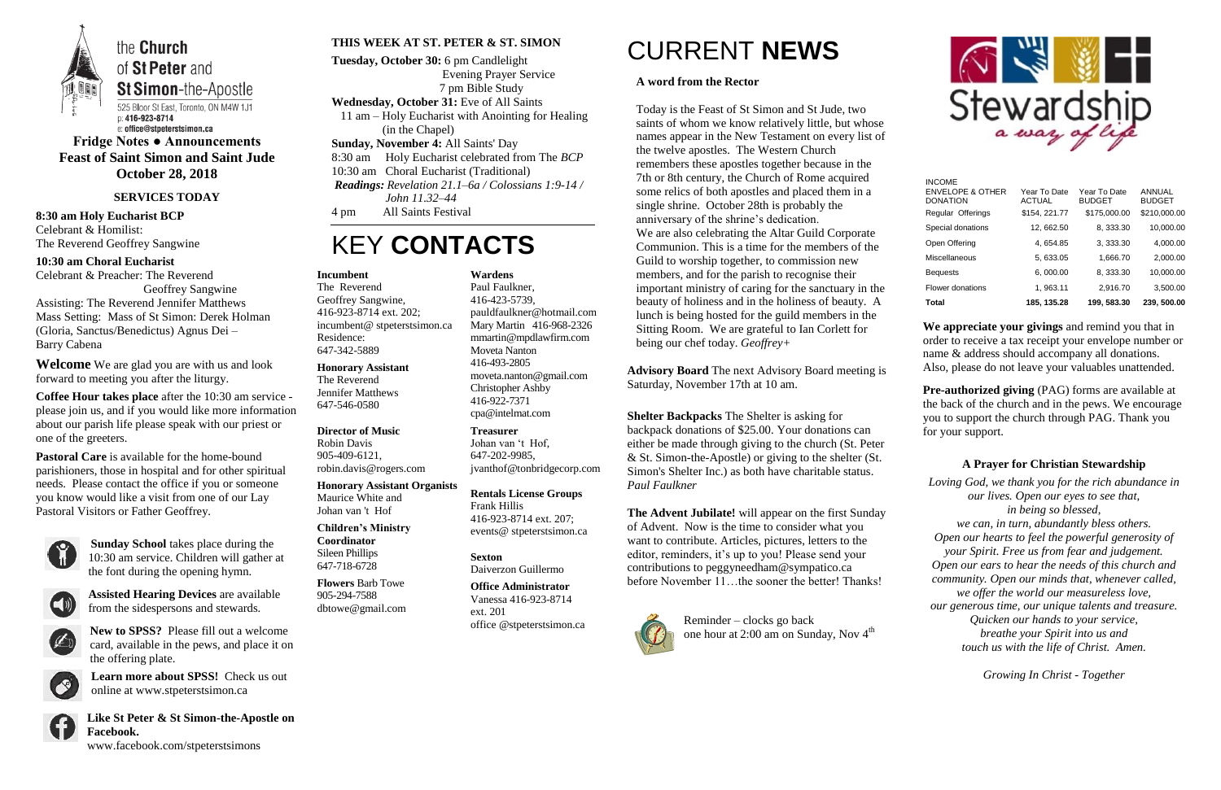the **Church** of **St Peter** and **St Simon**-the-Apostle

525 Bloor St East, Toronto, ON M4W 1J1
p: 416-923-8714
e: office@stpeterstsimon.ca

## Fridge Notes ● Announcements
## Feast of Saint Simon and Saint Jude
## October 28, 2018

### SERVICES TODAY

**8:30 am Holy Eucharist BCP**
Celebrant & Homilist:
The Reverend Geoffrey Sangwine

**10:30 am Choral Eucharist**
Celebrant & Preacher: The Reverend Geoffrey Sangwine
Assisting: The Reverend Jennifer Matthews
Mass Setting: Mass of St Simon: Derek Holman (Gloria, Sanctus/Benedictus) Agnus Dei – Barry Cabena

**Welcome** We are glad you are with us and look forward to meeting you after the liturgy.

**Coffee Hour takes place** after the 10:30 am service - please join us, and if you would like more information about our parish life please speak with our priest or one of the greeters.

**Pastoral Care** is available for the home-bound parishioners, those in hospital and for other spiritual needs. Please contact the office if you or someone you know would like a visit from one of our Lay Pastoral Visitors or Father Geoffrey.

**Sunday School** takes place during the 10:30 am service. Children will gather at the font during the opening hymn.

**Assisted Hearing Devices** are available from the sidespersons and stewards.

**New to SPSS?** Please fill out a welcome card, available in the pews, and place it on the offering plate.

**Learn more about SPSS!** Check us out online at www.stpeterstsimon.ca

**Like St Peter & St Simon-the-Apostle on Facebook.**
www.facebook.com/stpeterstsimons

### THIS WEEK AT ST. PETER & ST. SIMON

**Tuesday, October 30:** 6 pm Candlelight Evening Prayer Service
7 pm Bible Study

**Wednesday, October 31:** Eve of All Saints
11 am – Holy Eucharist with Anointing for Healing (in the Chapel)

**Sunday, November 4:** All Saints' Day
8:30 am Holy Eucharist celebrated from The *BCP*
10:30 am Choral Eucharist (Traditional)
*Readings: Revelation 21.1–6a / Colossians 1:9-14 / John 11.32–44*
4 pm All Saints Festival

# KEY **CONTACTS**

**Incumbent**
The Reverend Geoffrey Sangwine,
416-923-8714 ext. 202;
incumbent@ stpeterstsimon.ca
Residence:
647-342-5889

**Honorary Assistant**
The Reverend Jennifer Matthews
647-546-0580

**Director of Music**
Robin Davis
905-409-6121,
robin.davis@rogers.com

**Honorary Assistant Organists**
Maurice White and Johan van 't Hof

**Children's Ministry Coordinator**
Sileen Phillips
647-718-6728

**Flowers** Barb Towe
905-294-7588
dbtowe@gmail.com

**Wardens**
Paul Faulkner,
416-423-5739,
pauldfaulkner@hotmail.com
Mary Martin 416-968-2326
mmartin@mpdlawfirm.com
Moveta Nanton
416-493-2805
moveta.nanton@gmail.com
Christopher Ashby
416-922-7371
cpa@intelmat.com

**Treasurer**
Johan van 't Hof,
647-202-9985,
jvanthof@tonbridgecorp.com

**Rentals License Groups**
Frank Hillis
416-923-8714 ext. 207;
events@ stpeterstsimon.ca

**Sexton**
Daiverzon Guillermo

**Office Administrator**
Vanessa 416-923-8714 ext. 201
office @stpeterstsimon.ca

# CURRENT **NEWS**

**A word from the Rector**

Today is the Feast of St Simon and St Jude, two saints of whom we know relatively little, but whose names appear in the New Testament on every list of the twelve apostles. The Western Church remembers these apostles together because in the 7th or 8th century, the Church of Rome acquired some relics of both apostles and placed them in a single shrine. October 28th is probably the anniversary of the shrine's dedication.
We are also celebrating the Altar Guild Corporate Communion. This is a time for the members of the Guild to worship together, to commission new members, and for the parish to recognise their important ministry of caring for the sanctuary in the beauty of holiness and in the holiness of beauty. A lunch is being hosted for the guild members in the Sitting Room. We are grateful to Ian Corlett for being our chef today. *Geoffrey+*

**Advisory Board** The next Advisory Board meeting is Saturday, November 17th at 10 am.

**Shelter Backpacks** The Shelter is asking for backpack donations of $25.00. Your donations can either be made through giving to the church (St. Peter & St. Simon-the-Apostle) or giving to the shelter (St. Simon's Shelter Inc.) as both have charitable status. *Paul Faulkner*

**The Advent Jubilate!** will appear on the first Sunday of Advent. Now is the time to consider what you want to contribute. Articles, pictures, letters to the editor, reminders, it's up to you! Please send your contributions to peggyneedham@sympatico.ca before November 11…the sooner the better! Thanks!

Reminder – clocks go back one hour at 2:00 am on Sunday, Nov 4th

Stewardship *a way of life*

| INCOME ENVELOPE & OTHER DONATION | Year To Date ACTUAL | Year To Date BUDGET | ANNUAL BUDGET |
|---|---|---|---|
| Regular Offerings | $154, 221.77 | $175,000.00 | $210,000.00 |
| Special donations | 12, 662.50 | 8, 333.30 | 10,000.00 |
| Open Offering | 4, 654.85 | 3, 333.30 | 4,000.00 |
| Miscellaneous | 5, 633.05 | 1,666.70 | 2,000.00 |
| Bequests | 6, 000.00 | 8, 333.30 | 10,000.00 |
| Flower donations | 1, 963.11 | 2,916.70 | 3,500.00 |
| **Total** | **185, 135.28** | **199, 583.30** | **239, 500.00** |

**We appreciate your givings** and remind you that in order to receive a tax receipt your envelope number or name & address should accompany all donations. Also, please do not leave your valuables unattended.

**Pre-authorized giving** (PAG) forms are available at the back of the church and in the pews. We encourage you to support the church through PAG. Thank you for your support.

### A Prayer for Christian Stewardship

*Loving God, we thank you for the rich abundance in our lives. Open our eyes to see that, in being so blessed, we can, in turn, abundantly bless others. Open our hearts to feel the powerful generosity of your Spirit. Free us from fear and judgement. Open our ears to hear the needs of this church and community. Open our minds that, whenever called, we offer the world our measureless love, our generous time, our unique talents and treasure. Quicken our hands to your service, breathe your Spirit into us and touch us with the life of Christ. Amen.*

*Growing In Christ - Together*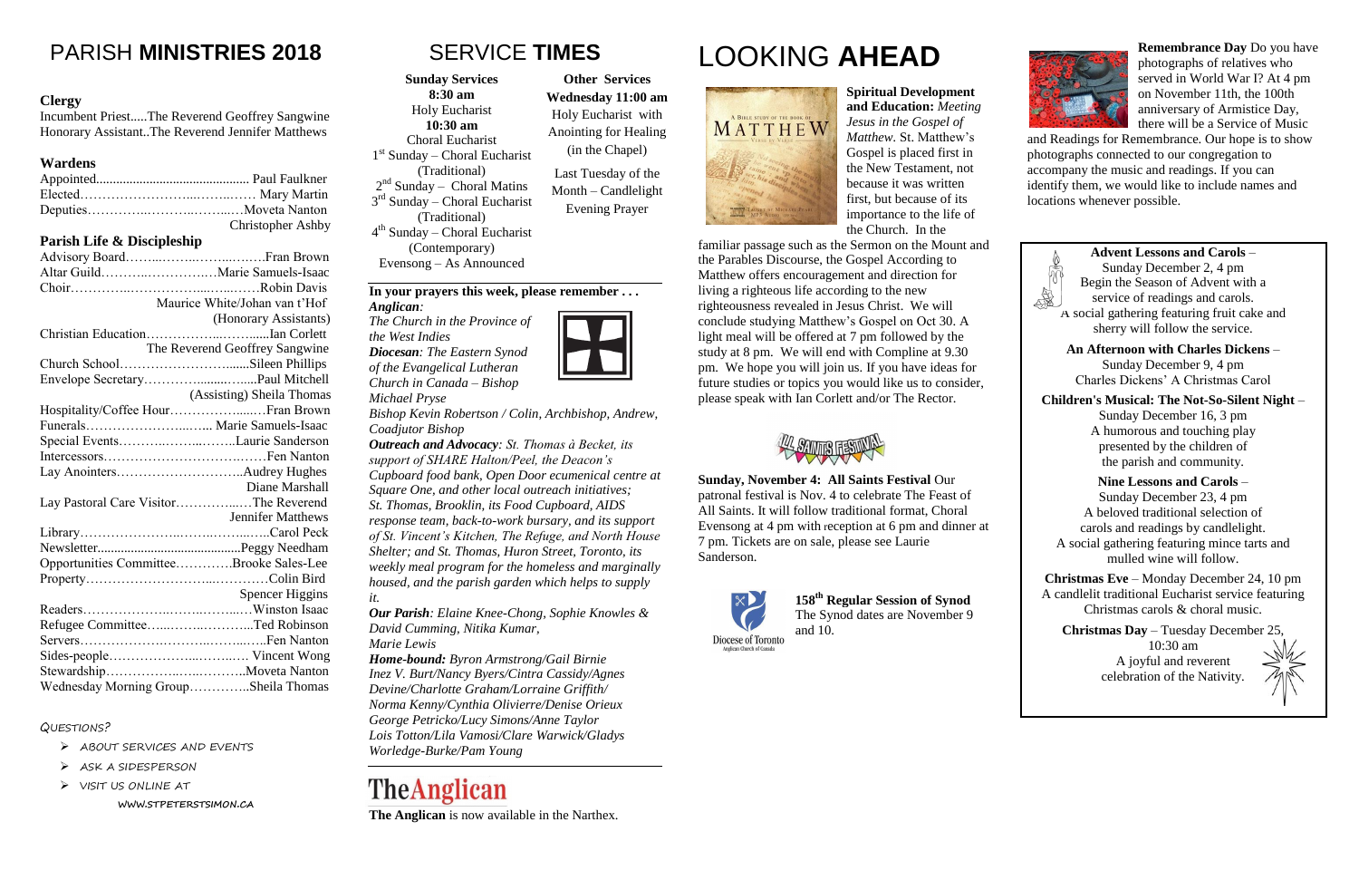# PARISH **MINISTRIES 2018**

### Clergy

Incumbent Priest.....The Reverend Geoffrey Sangwine
Honorary Assistant..The Reverend Jennifer Matthews

### Wardens

Appointed............................................. Paul Faulkner
Elected……………………..……..…… Mary Martin
Deputies…………..………..……...…Moveta Nanton
Christopher Ashby

### Parish Life & Discipleship

Advisory Board……...…….…….…...……Fran Brown
Altar Guild………..…………….Marie Samuels-Isaac
Choir…………..……………...…..……Robin Davis
Maurice White/Johan van t'Hof (Honorary Assistants)
Christian Education…………….…….......Ian Corlett
The Reverend Geoffrey Sangwine
Church School……………………......Sileen Phillips
Envelope Secretary……….........….....Paul Mitchell
(Assisting) Sheila Thomas
Hospitality/Coffee Hour……………......…Fran Brown
Funerals………………….….... Marie Samuels-Isaac
Special Events……….……..…….Laurie Sanderson
Intercessors……………………………..……Fen Nanton
Lay Anointers………………………..Audrey Hughes
Diane Marshall
Lay Pastoral Care Visitor…………...….The Reverend Jennifer Matthews
Library…………………..……..……...…..Carol Peck
Newsletter..........................................Peggy Needham
Opportunities Committee………….Brooke Sales-Lee
Property……………………...………Colin Bird
Spencer Higgins
Readers………………..…….…….….…Winston Isaac
Refugee Committee…...……..……….Ted Robinson
Servers……………………..……....…..Fen Nanton
Sides-people………………...……..… Vincent Wong
Stewardship……………..…..……….Moveta Nanton
Wednesday Morning Group…………..Sheila Thomas

QUESTIONS?

- ABOUT SERVICES AND EVENTS
- ASK A SIDESPERSON
- VISIT US ONLINE AT WWW.STPETERSTSIMON.CA

# SERVICE **TIMES**

**Sunday Services**
**8:30 am**
Holy Eucharist
**10:30 am**
Choral Eucharist
1st Sunday – Choral Eucharist (Traditional)
2nd Sunday – Choral Matins
3rd Sunday – Choral Eucharist (Traditional)
4th Sunday – Choral Eucharist (Contemporary)
Evensong – As Announced

**Other Services**
**Wednesday 11:00 am**
Holy Eucharist with Anointing for Healing (in the Chapel)

Last Tuesday of the Month – Candlelight Evening Prayer

**In your prayers this week, please remember . . .**

*Anglican:*
*The Church in the Province of the West Indies*
***Diocesan****: The Eastern Synod of the Evangelical Lutheran Church in Canada – Bishop Michael Pryse*
*Bishop Kevin Robertson / Colin, Archbishop, Andrew, Coadjutor Bishop*
***Outreach and Advocacy****: St. Thomas à Becket, its support of SHARE Halton/Peel, the Deacon's Cupboard food bank, Open Door ecumenical centre at Square One, and other local outreach initiatives; St. Thomas, Brooklin, its Food Cupboard, AIDS response team, back-to-work bursary, and its support of St. Vincent's Kitchen, The Refuge, and North House Shelter; and St. Thomas, Huron Street, Toronto, its weekly meal program for the homeless and marginally housed, and the parish garden which helps to supply it.*
***Our Parish****: Elaine Knee-Chong, Sophie Knowles & David Cumming, Nitika Kumar, Marie Lewis*
***Home-bound:*** *Byron Armstrong/Gail Birnie Inez V. Burt/Nancy Byers/Cintra Cassidy/Agnes Devine/Charlotte Graham/Lorraine Griffith/ Norma Kenny/Cynthia Olivierre/Denise Orieux George Petricko/Lucy Simons/Anne Taylor Lois Totton/Lila Vamosi/Clare Warwick/Gladys Worledge-Burke/Pam Young*

**TheAnglican**

**The Anglican** is now available in the Narthex.

# LOOKING **AHEAD**

**Spiritual Development and Education:** *Meeting Jesus in the Gospel of Matthew.* St. Matthew's Gospel is placed first in the New Testament, not because it was written first, but because of its importance to the life of the Church. In the familiar passage such as the Sermon on the Mount and the Parables Discourse, the Gospel According to Matthew offers encouragement and direction for living a righteous life according to the new righteousness revealed in Jesus Christ. We will conclude studying Matthew's Gospel on Oct 30. A light meal will be offered at 7 pm followed by the study at 8 pm. We will end with Compline at 9.30 pm. We hope you will join us. If you have ideas for future studies or topics you would like us to consider, please speak with Ian Corlett and/or The Rector.

**Sunday, November 4: All Saints Festival** Our patronal festival is Nov. 4 to celebrate The Feast of All Saints. It will follow traditional format, Choral Evensong at 4 pm with reception at 6 pm and dinner at 7 pm. Tickets are on sale, please see Laurie Sanderson.

**158th Regular Session of Synod** The Synod dates are November 9 and 10.

**Remembrance Day** Do you have photographs of relatives who served in World War I? At 4 pm on November 11th, the 100th anniversary of Armistice Day, there will be a Service of Music and Readings for Remembrance. Our hope is to show photographs connected to our congregation to accompany the music and readings. If you can identify them, we would like to include names and locations whenever possible.

**Advent Lessons and Carols** – Sunday December 2, 4 pm
Begin the Season of Advent with a service of readings and carols.
A social gathering featuring fruit cake and sherry will follow the service.

**An Afternoon with Charles Dickens** – Sunday December 9, 4 pm
Charles Dickens' A Christmas Carol

**Children's Musical: The Not-So-Silent Night** – Sunday December 16, 3 pm
A humorous and touching play presented by the children of the parish and community.

**Nine Lessons and Carols** – Sunday December 23, 4 pm
A beloved traditional selection of carols and readings by candlelight.
A social gathering featuring mince tarts and mulled wine will follow.

**Christmas Eve** – Monday December 24, 10 pm
A candlelit traditional Eucharist service featuring Christmas carols & choral music.

**Christmas Day** – Tuesday December 25, 10:30 am
A joyful and reverent celebration of the Nativity.